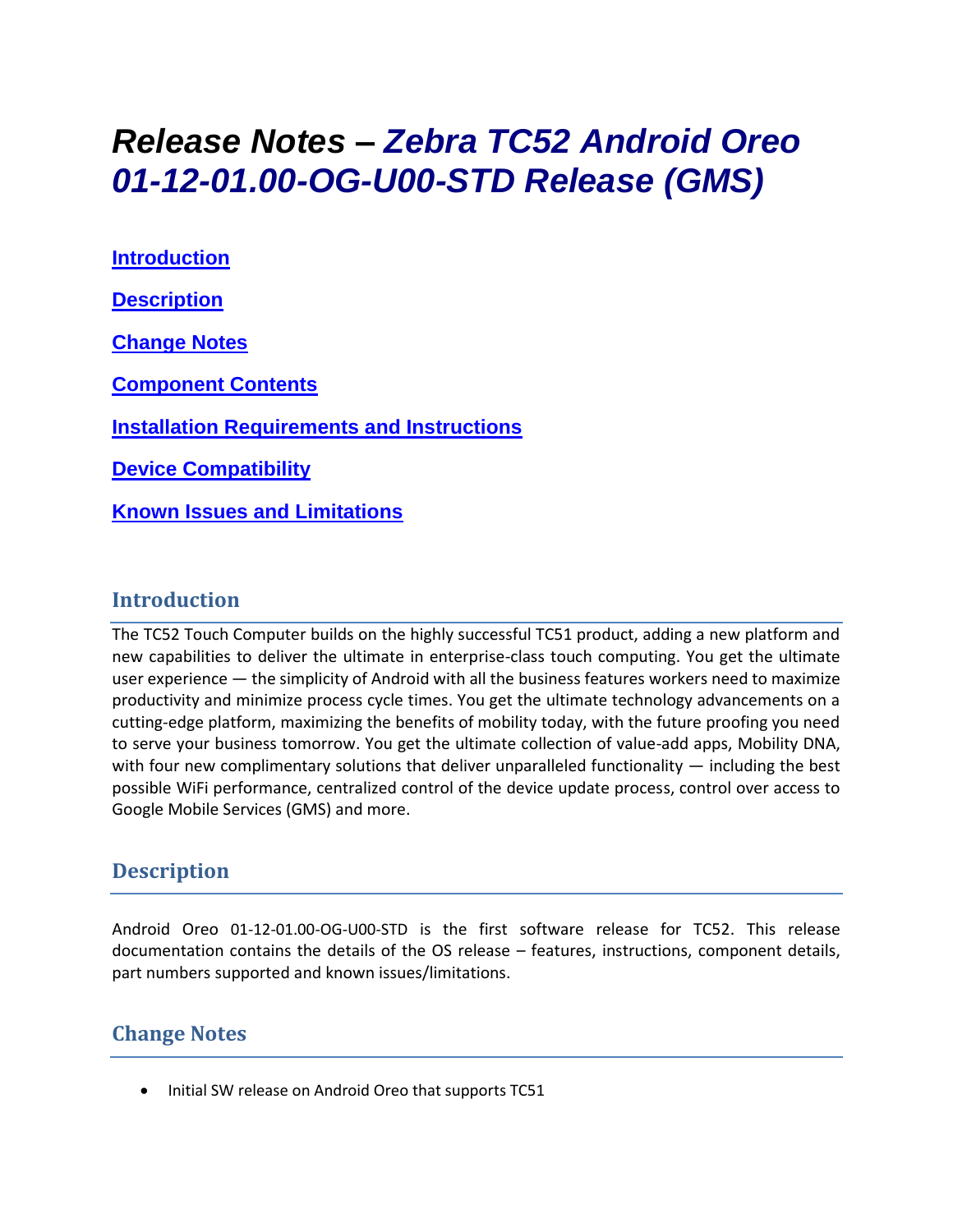# Release Notes – *Zebra TC52 Android Oreo 01-12-01.00-OG-U00-STD Release (GMS)*

**Introduction**

**Description**

**Change Notes**

**Component Contents**

**Installation Requirements and Instructions**

**Device Compatibility**

**Known Issues and Limitations**

## Introduction

The TC52 Touch Computer builds on the highly successful TC51 product, adding a new platform and new capabilities to deliver the ultimate in enterprise-class touch computing. You get the ultimate user experience — the simplicity of Android with all the business features workers need to maximize productivity and minimize process cycle times. You get the ultimate technology advancements on a cutting-edge platform, maximizing the benefits of mobility today, with the future proofing you need to serve your business tomorrow. You get the ultimate collection of value-add apps, Mobility DNA, with four new complimentary solutions that deliver unparalleled functionality — including the best possible WiFi performance, centralized control of the device update process, control over access to Google Mobile Services (GMS) and more.

## Description

Android Oreo 01-12-01.00-OG-U00-STD is the first software release for TC52. This release documentation contains the details of the OS release – features, instructions, component details, part numbers supported and known issues/limitations.

## Change Notes

- Initial SW release on Android Oreo that supports TC51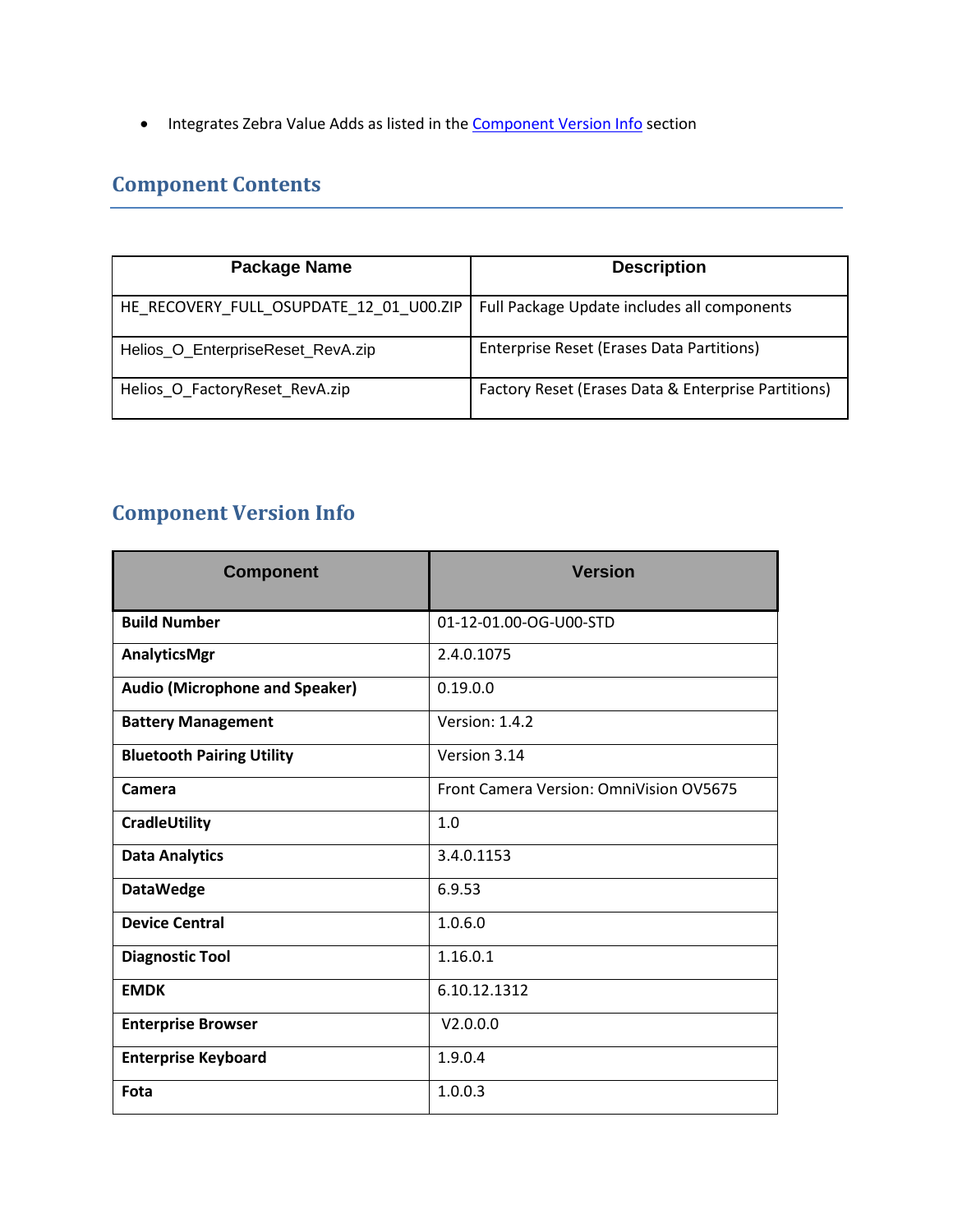- Integrates Zebra Value Adds as listed in the Component Version Info section

## Component Contents

| Package Name | Description |
| --- | --- |
| HE_RECOVERY_FULL_OSUPDATE_12_01_U00.ZIP | Full Package Update includes all components |
| Helios_O_EnterpriseReset_RevA.zip | Enterprise Reset (Erases Data Partitions) |
| Helios_O_FactoryReset_RevA.zip | Factory Reset (Erases Data & Enterprise Partitions) |

## Component Version Info

| Component | Version |
| --- | --- |
| **Build Number** | 01-12-01.00-OG-U00-STD |
| **AnalyticsMgr** | 2.4.0.1075 |
| **Audio (Microphone and Speaker)** | 0.19.0.0 |
| **Battery Management** | Version: 1.4.2 |
| **Bluetooth Pairing Utility** | Version 3.14 |
| **Camera** | Front Camera Version: OmniVision OV5675 |
| **CradleUtility** | 1.0 |
| **Data Analytics** | 3.4.0.1153 |
| **DataWedge** | 6.9.53 |
| **Device Central** | 1.0.6.0 |
| **Diagnostic Tool** | 1.16.0.1 |
| **EMDK** | 6.10.12.1312 |
| **Enterprise Browser** | V2.0.0.0 |
| **Enterprise Keyboard** | 1.9.0.4 |
| **Fota** | 1.0.0.3 |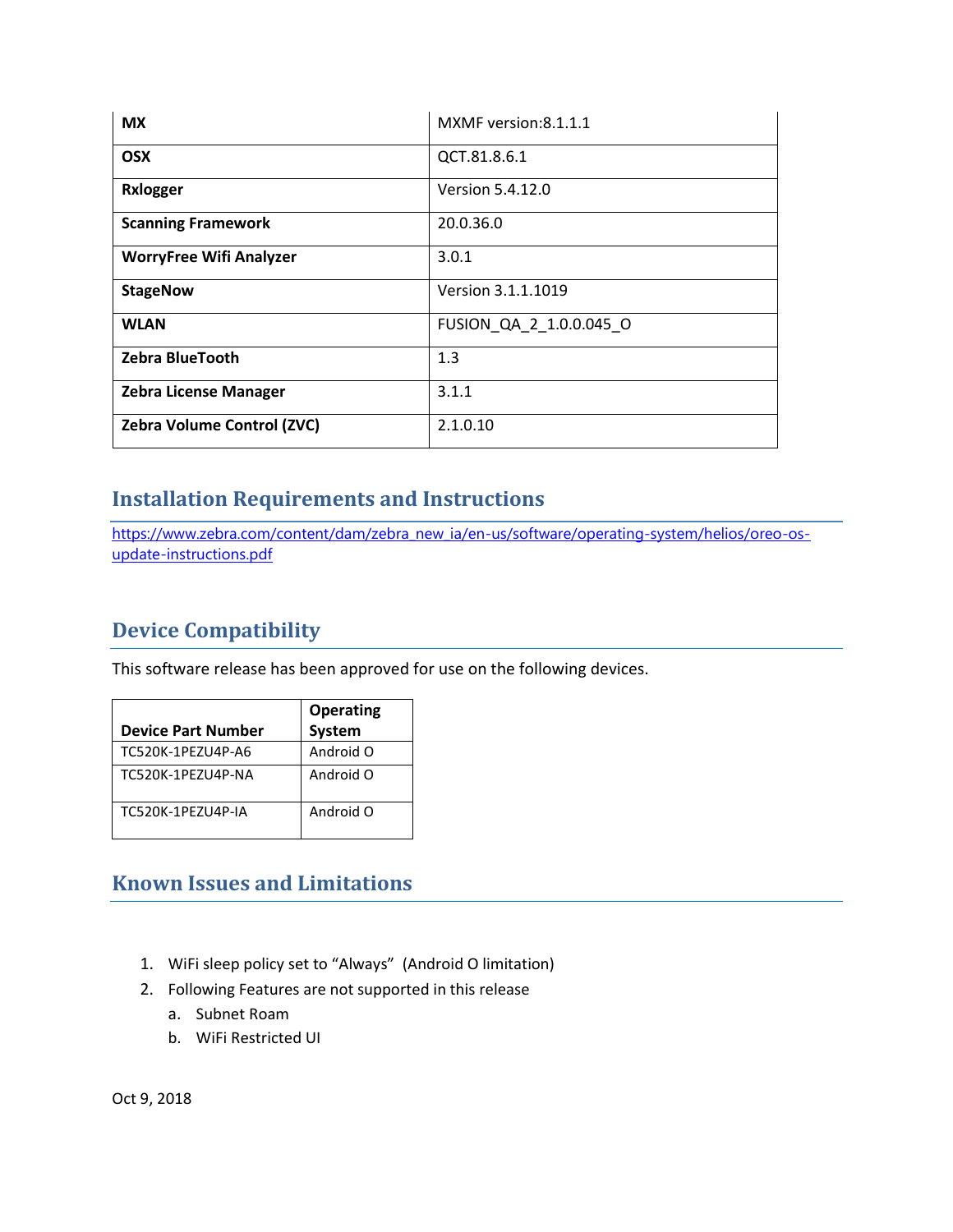| | |
|---|---|
| **MX** | MXMF version:8.1.1.1 |
| **OSX** | QCT.81.8.6.1 |
| **Rxlogger** | Version 5.4.12.0 |
| **Scanning Framework** | 20.0.36.0 |
| **WorryFree Wifi Analyzer** | 3.0.1 |
| **StageNow** | Version 3.1.1.1019 |
| **WLAN** | FUSION_QA_2_1.0.0.045_O |
| **Zebra BlueTooth** | 1.3 |
| **Zebra License Manager** | 3.1.1 |
| **Zebra Volume Control (ZVC)** | 2.1.0.10 |

## Installation Requirements and Instructions

https://www.zebra.com/content/dam/zebra_new_ia/en-us/software/operating-system/helios/oreo-os-update-instructions.pdf

## Device Compatibility

This software release has been approved for use on the following devices.

| Device Part Number | Operating System |
|---|---|
| TC520K-1PEZU4P-A6 | Android O |
| TC520K-1PEZU4P-NA | Android O |
| TC520K-1PEZU4P-IA | Android O |

## Known Issues and Limitations

1. WiFi sleep policy set to "Always" (Android O limitation)
2. Following Features are not supported in this release
   a. Subnet Roam
   b. WiFi Restricted UI

Oct 9, 2018